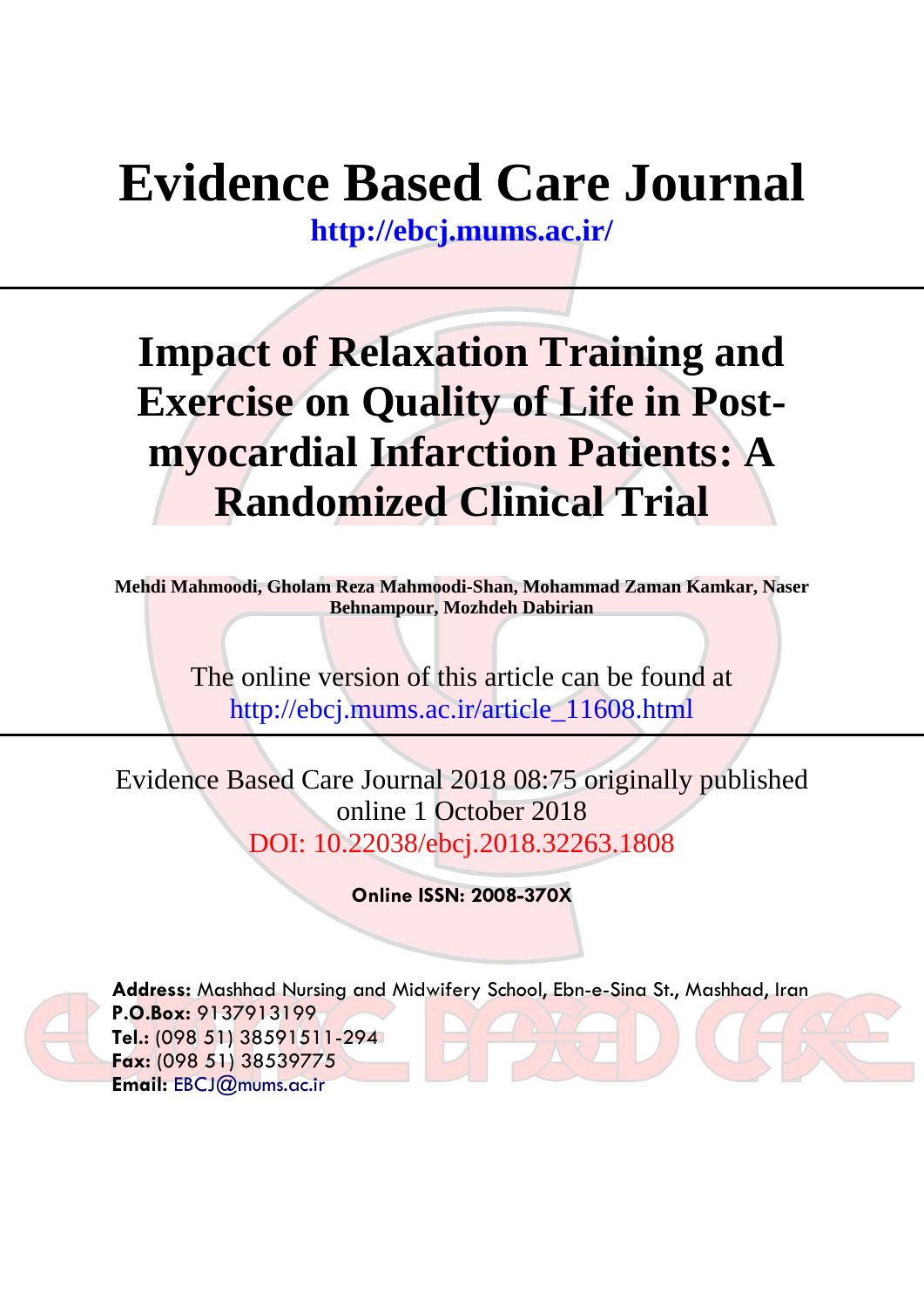# Evidence Based Care Journal

**http://ebcj.mums.ac.ir/**

## Impact of Relaxation Training and Exercise on Quality of Life in Post-myocardial Infarction Patients: A Randomized Clinical Trial

**Mehdi Mahmoodi, Gholam Reza Mahmoodi-Shan, Mohammad Zaman Kamkar, Naser Behnampour, Mozhdeh Dabirian**

The online version of this article can be found at
http://ebcj.mums.ac.ir/article_11608.html

Evidence Based Care Journal 2018 08:75 originally published online 1 October 2018
DOI: 10.22038/ebcj.2018.32263.1808

**Online ISSN: 2008-370X**

**Address:** Mashhad Nursing and Midwifery School, Ebn-e-Sina St., Mashhad, Iran
**P.O.Box:** 9137913199
**Tel.:** (098 51) 38591511-294
**Fax:** (098 51) 38539775
**Email:** EBCJ@mums.ac.ir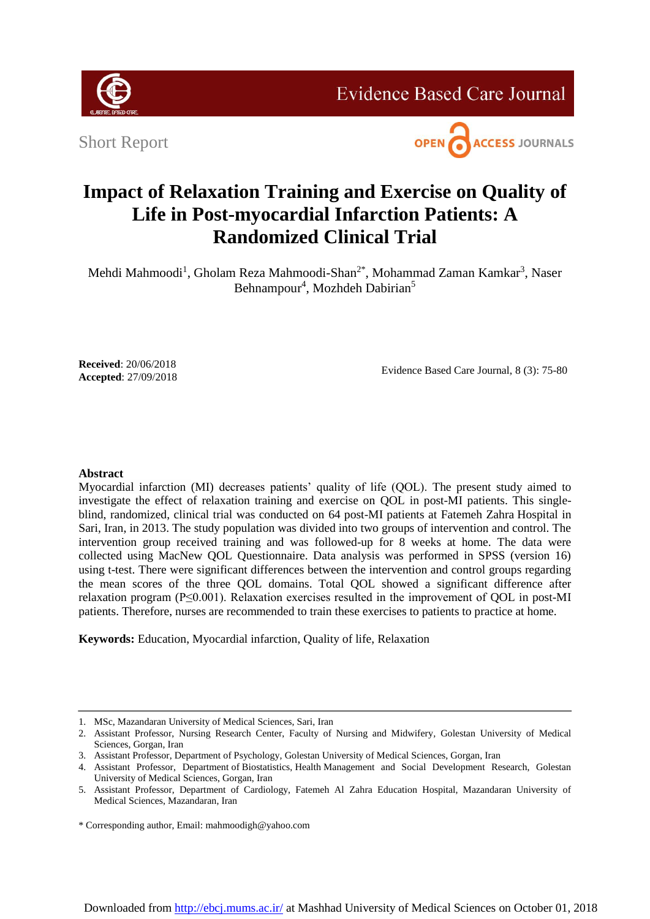Short Report

# Impact of Relaxation Training and Exercise on Quality of Life in Post-myocardial Infarction Patients: A Randomized Clinical Trial

Mehdi Mahmoodi[1], Gholam Reza Mahmoodi-Shan[2*], Mohammad Zaman Kamkar[3], Naser Behnampour[4], Mozhdeh Dabirian[5]

**Received**: 20/06/2018
**Accepted**: 27/09/2018

Evidence Based Care Journal, 8 (3): 75-80

## Abstract

Myocardial infarction (MI) decreases patients' quality of life (QOL). The present study aimed to investigate the effect of relaxation training and exercise on QOL in post-MI patients. This single-blind, randomized, clinical trial was conducted on 64 post-MI patients at Fatemeh Zahra Hospital in Sari, Iran, in 2013. The study population was divided into two groups of intervention and control. The intervention group received training and was followed-up for 8 weeks at home. The data were collected using MacNew QOL Questionnaire. Data analysis was performed in SPSS (version 16) using t-test. There were significant differences between the intervention and control groups regarding the mean scores of the three QOL domains. Total QOL showed a significant difference after relaxation program ($P \leq 0.001$). Relaxation exercises resulted in the improvement of QOL in post-MI patients. Therefore, nurses are recommended to train these exercises to patients to practice at home.

**Keywords:** Education, Myocardial infarction, Quality of life, Relaxation

1. MSc, Mazandaran University of Medical Sciences, Sari, Iran
2. Assistant Professor, Nursing Research Center, Faculty of Nursing and Midwifery, Golestan University of Medical Sciences, Gorgan, Iran
3. Assistant Professor, Department of Psychology, Golestan University of Medical Sciences, Gorgan, Iran
4. Assistant Professor, Department of Biostatistics, Health Management and Social Development Research, Golestan University of Medical Sciences, Gorgan, Iran
5. Assistant Professor, Department of Cardiology, Fatemeh Al Zahra Education Hospital, Mazandaran University of Medical Sciences, Mazandaran, Iran

\* Corresponding author, Email: mahmoodigh@yahoo.com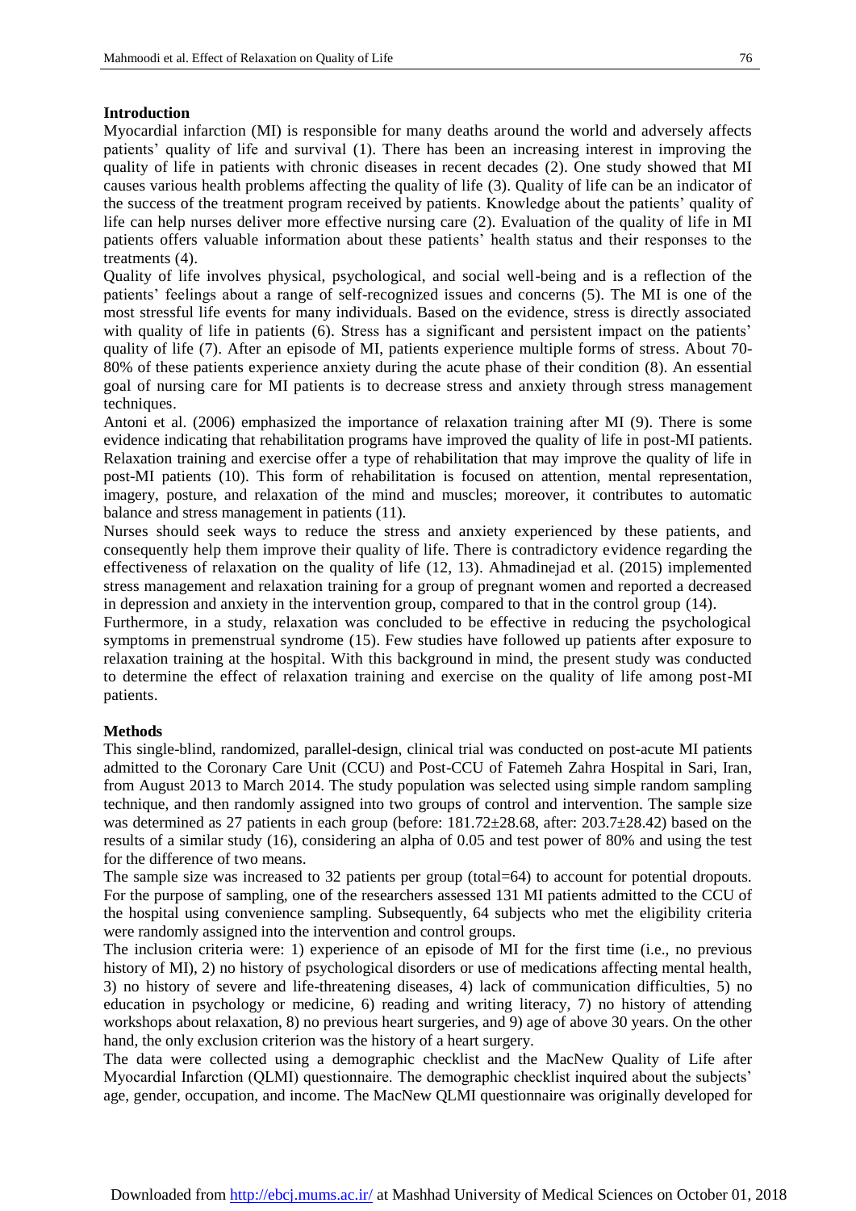## Introduction

Myocardial infarction (MI) is responsible for many deaths around the world and adversely affects patients' quality of life and survival (1). There has been an increasing interest in improving the quality of life in patients with chronic diseases in recent decades (2). One study showed that MI causes various health problems affecting the quality of life (3). Quality of life can be an indicator of the success of the treatment program received by patients. Knowledge about the patients' quality of life can help nurses deliver more effective nursing care (2). Evaluation of the quality of life in MI patients offers valuable information about these patients' health status and their responses to the treatments (4).

Quality of life involves physical, psychological, and social well-being and is a reflection of the patients' feelings about a range of self-recognized issues and concerns (5). The MI is one of the most stressful life events for many individuals. Based on the evidence, stress is directly associated with quality of life in patients (6). Stress has a significant and persistent impact on the patients' quality of life (7). After an episode of MI, patients experience multiple forms of stress. About 70-80% of these patients experience anxiety during the acute phase of their condition (8). An essential goal of nursing care for MI patients is to decrease stress and anxiety through stress management techniques.

Antoni et al. (2006) emphasized the importance of relaxation training after MI (9). There is some evidence indicating that rehabilitation programs have improved the quality of life in post-MI patients. Relaxation training and exercise offer a type of rehabilitation that may improve the quality of life in post-MI patients (10). This form of rehabilitation is focused on attention, mental representation, imagery, posture, and relaxation of the mind and muscles; moreover, it contributes to automatic balance and stress management in patients (11).

Nurses should seek ways to reduce the stress and anxiety experienced by these patients, and consequently help them improve their quality of life. There is contradictory evidence regarding the effectiveness of relaxation on the quality of life (12, 13). Ahmadinejad et al. (2015) implemented stress management and relaxation training for a group of pregnant women and reported a decreased in depression and anxiety in the intervention group, compared to that in the control group (14).

Furthermore, in a study, relaxation was concluded to be effective in reducing the psychological symptoms in premenstrual syndrome (15). Few studies have followed up patients after exposure to relaxation training at the hospital. With this background in mind, the present study was conducted to determine the effect of relaxation training and exercise on the quality of life among post-MI patients.

## Methods

This single-blind, randomized, parallel-design, clinical trial was conducted on post-acute MI patients admitted to the Coronary Care Unit (CCU) and Post-CCU of Fatemeh Zahra Hospital in Sari, Iran, from August 2013 to March 2014. The study population was selected using simple random sampling technique, and then randomly assigned into two groups of control and intervention. The sample size was determined as 27 patients in each group (before: 181.72±28.68, after: 203.7±28.42) based on the results of a similar study (16), considering an alpha of 0.05 and test power of 80% and using the test for the difference of two means.

The sample size was increased to 32 patients per group (total=64) to account for potential dropouts. For the purpose of sampling, one of the researchers assessed 131 MI patients admitted to the CCU of the hospital using convenience sampling. Subsequently, 64 subjects who met the eligibility criteria were randomly assigned into the intervention and control groups.

The inclusion criteria were: 1) experience of an episode of MI for the first time (i.e., no previous history of MI), 2) no history of psychological disorders or use of medications affecting mental health, 3) no history of severe and life-threatening diseases, 4) lack of communication difficulties, 5) no education in psychology or medicine, 6) reading and writing literacy, 7) no history of attending workshops about relaxation, 8) no previous heart surgeries, and 9) age of above 30 years. On the other hand, the only exclusion criterion was the history of a heart surgery.

The data were collected using a demographic checklist and the MacNew Quality of Life after Myocardial Infarction (QLMI) questionnaire. The demographic checklist inquired about the subjects' age, gender, occupation, and income. The MacNew QLMI questionnaire was originally developed for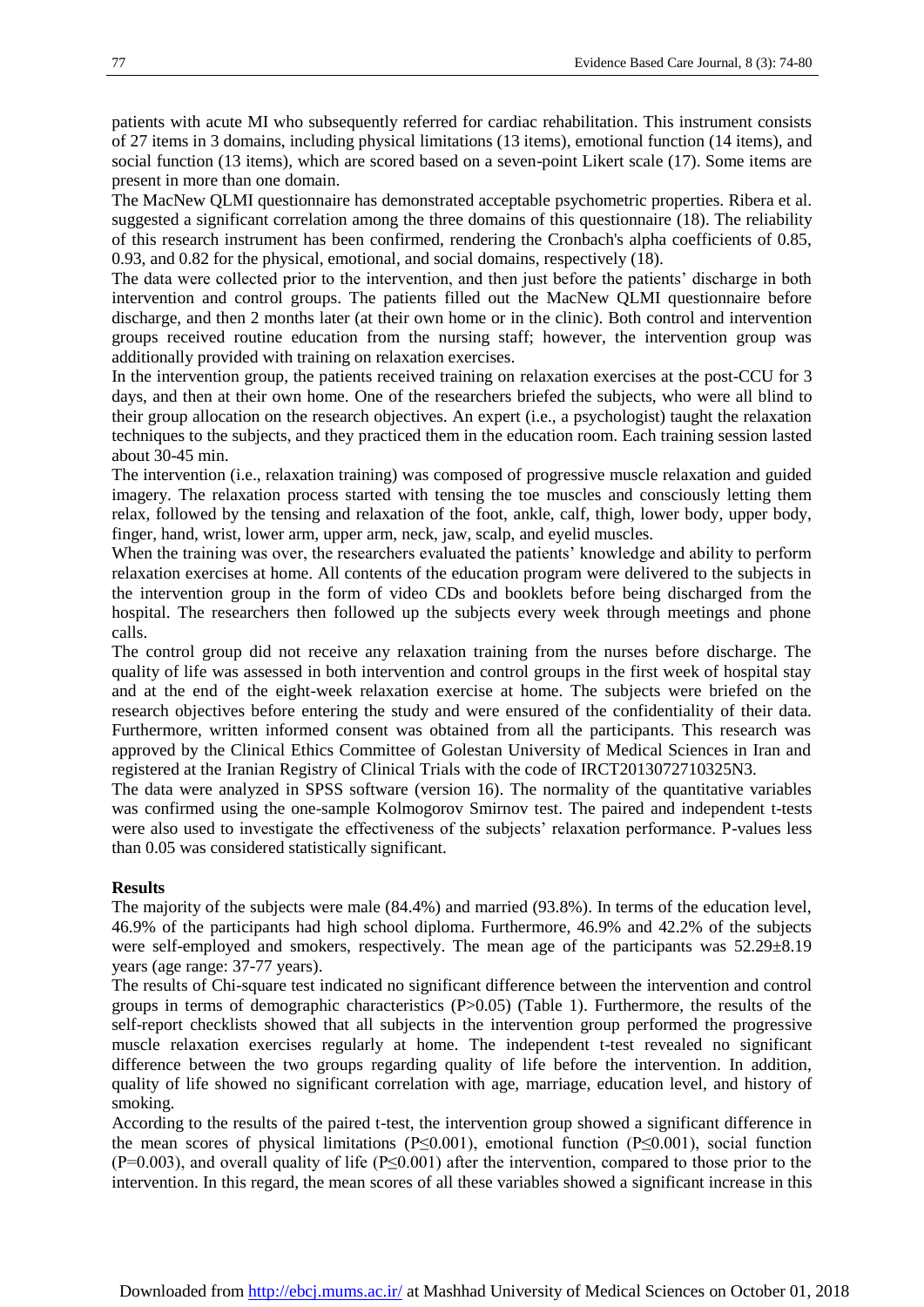patients with acute MI who subsequently referred for cardiac rehabilitation. This instrument consists of 27 items in 3 domains, including physical limitations (13 items), emotional function (14 items), and social function (13 items), which are scored based on a seven-point Likert scale (17). Some items are present in more than one domain.

The MacNew QLMI questionnaire has demonstrated acceptable psychometric properties. Ribera et al. suggested a significant correlation among the three domains of this questionnaire (18). The reliability of this research instrument has been confirmed, rendering the Cronbach's alpha coefficients of 0.85, 0.93, and 0.82 for the physical, emotional, and social domains, respectively (18).

The data were collected prior to the intervention, and then just before the patients' discharge in both intervention and control groups. The patients filled out the MacNew QLMI questionnaire before discharge, and then 2 months later (at their own home or in the clinic). Both control and intervention groups received routine education from the nursing staff; however, the intervention group was additionally provided with training on relaxation exercises.

In the intervention group, the patients received training on relaxation exercises at the post-CCU for 3 days, and then at their own home. One of the researchers briefed the subjects, who were all blind to their group allocation on the research objectives. An expert (i.e., a psychologist) taught the relaxation techniques to the subjects, and they practiced them in the education room. Each training session lasted about 30-45 min.

The intervention (i.e., relaxation training) was composed of progressive muscle relaxation and guided imagery. The relaxation process started with tensing the toe muscles and consciously letting them relax, followed by the tensing and relaxation of the foot, ankle, calf, thigh, lower body, upper body, finger, hand, wrist, lower arm, upper arm, neck, jaw, scalp, and eyelid muscles.

When the training was over, the researchers evaluated the patients' knowledge and ability to perform relaxation exercises at home. All contents of the education program were delivered to the subjects in the intervention group in the form of video CDs and booklets before being discharged from the hospital. The researchers then followed up the subjects every week through meetings and phone calls.

The control group did not receive any relaxation training from the nurses before discharge. The quality of life was assessed in both intervention and control groups in the first week of hospital stay and at the end of the eight-week relaxation exercise at home. The subjects were briefed on the research objectives before entering the study and were ensured of the confidentiality of their data. Furthermore, written informed consent was obtained from all the participants. This research was approved by the Clinical Ethics Committee of Golestan University of Medical Sciences in Iran and registered at the Iranian Registry of Clinical Trials with the code of IRCT2013072710325N3.

The data were analyzed in SPSS software (version 16). The normality of the quantitative variables was confirmed using the one-sample Kolmogorov Smirnov test. The paired and independent t-tests were also used to investigate the effectiveness of the subjects' relaxation performance. P-values less than 0.05 was considered statistically significant.

## Results

The majority of the subjects were male (84.4%) and married (93.8%). In terms of the education level, 46.9% of the participants had high school diploma. Furthermore, 46.9% and 42.2% of the subjects were self-employed and smokers, respectively. The mean age of the participants was 52.29±8.19 years (age range: 37-77 years).

The results of Chi-square test indicated no significant difference between the intervention and control groups in terms of demographic characteristics ($P>0.05$) (Table 1). Furthermore, the results of the self-report checklists showed that all subjects in the intervention group performed the progressive muscle relaxation exercises regularly at home. The independent t-test revealed no significant difference between the two groups regarding quality of life before the intervention. In addition, quality of life showed no significant correlation with age, marriage, education level, and history of smoking.

According to the results of the paired t-test, the intervention group showed a significant difference in the mean scores of physical limitations ($P\leq0.001$), emotional function ($P\leq0.001$), social function ($P=0.003$), and overall quality of life ($P\leq0.001$) after the intervention, compared to those prior to the intervention. In this regard, the mean scores of all these variables showed a significant increase in this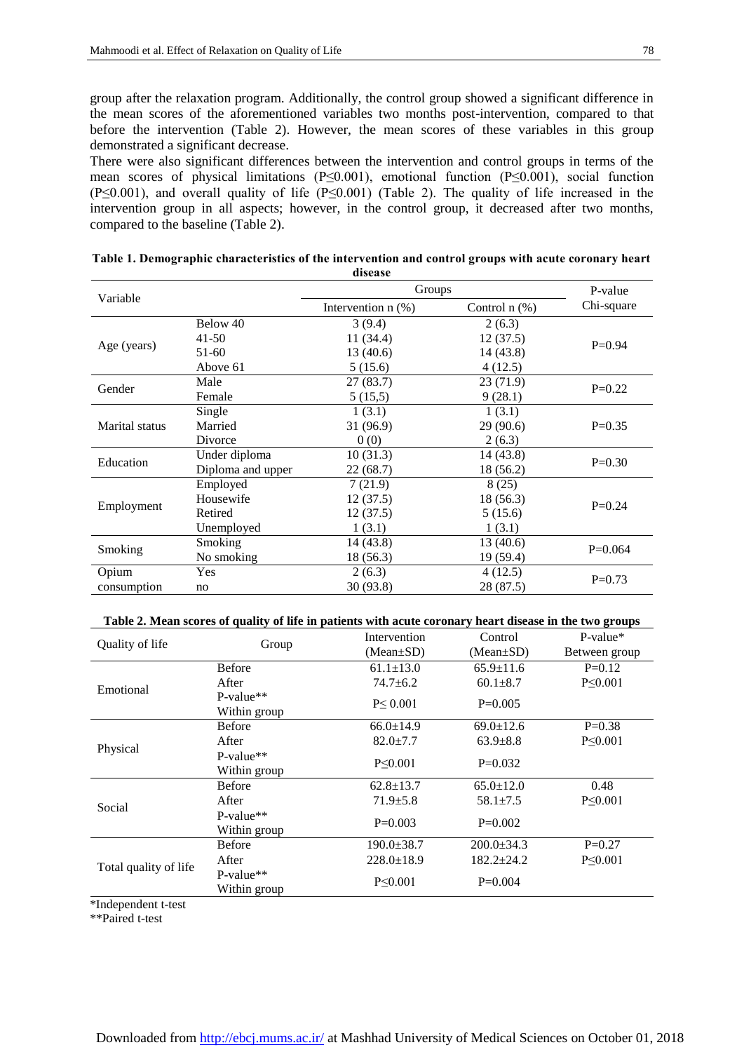group after the relaxation program. Additionally, the control group showed a significant difference in the mean scores of the aforementioned variables two months post-intervention, compared to that before the intervention (Table 2). However, the mean scores of these variables in this group demonstrated a significant decrease.

There were also significant differences between the intervention and control groups in terms of the mean scores of physical limitations (P≤0.001), emotional function (P≤0.001), social function (P≤0.001), and overall quality of life (P≤0.001) (Table 2). The quality of life increased in the intervention group in all aspects; however, in the control group, it decreased after two months, compared to the baseline (Table 2).

**Table 1. Demographic characteristics of the intervention and control groups with acute coronary heart disease**

| Variable | | Groups | | P-value |
|---|---|---|---|---|
| | | Intervention n (%) | Control n (%) | Chi-square |
| Age (years) | Below 40 | 3 (9.4) | 2 (6.3) | P=0.94 |
| | 41-50 | 11 (34.4) | 12 (37.5) | |
| | 51-60 | 13 (40.6) | 14 (43.8) | |
| | Above 61 | 5 (15.6) | 4 (12.5) | |
| Gender | Male | 27 (83.7) | 23 (71.9) | P=0.22 |
| | Female | 5 (15,5) | 9 (28.1) | |
| Marital status | Single | 1 (3.1) | 1 (3.1) | P=0.35 |
| | Married | 31 (96.9) | 29 (90.6) | |
| | Divorce | 0 (0) | 2 (6.3) | |
| Education | Under diploma | 10 (31.3) | 14 (43.8) | P=0.30 |
| | Diploma and upper | 22 (68.7) | 18 (56.2) | |
| Employment | Employed | 7 (21.9) | 8 (25) | P=0.24 |
| | Housewife | 12 (37.5) | 18 (56.3) | |
| | Retired | 12 (37.5) | 5 (15.6) | |
| | Unemployed | 1 (3.1) | 1 (3.1) | |
| Smoking | Smoking | 14 (43.8) | 13 (40.6) | P=0.064 |
| | No smoking | 18 (56.3) | 19 (59.4) | |
| Opium consumption | Yes | 2 (6.3) | 4 (12.5) | P=0.73 |
| | no | 30 (93.8) | 28 (87.5) | |

**Table 2. Mean scores of quality of life in patients with acute coronary heart disease in the two groups**

| Quality of life | Group | Intervention (Mean±SD) | Control (Mean±SD) | P-value* Between group |
|---|---|---|---|---|
| Emotional | Before | 61.1±13.0 | 65.9±11.6 | P=0.12 |
| | After | 74.7±6.2 | 60.1±8.7 | P≤0.001 |
| | P-value** Within group | P≤ 0.001 | P=0.005 | |
| Physical | Before | 66.0±14.9 | 69.0±12.6 | P=0.38 |
| | After | 82.0±7.7 | 63.9±8.8 | P≤0.001 |
| | P-value** Within group | P≤0.001 | P=0.032 | |
| Social | Before | 62.8±13.7 | 65.0±12.0 | 0.48 |
| | After | 71.9±5.8 | 58.1±7.5 | P≤0.001 |
| | P-value** Within group | P=0.003 | P=0.002 | |
| Total quality of life | Before | 190.0±38.7 | 200.0±34.3 | P=0.27 |
| | After | 228.0±18.9 | 182.2±24.2 | P≤0.001 |
| | P-value** Within group | P≤0.001 | P=0.004 | |

*Independent t-test
**Paired t-test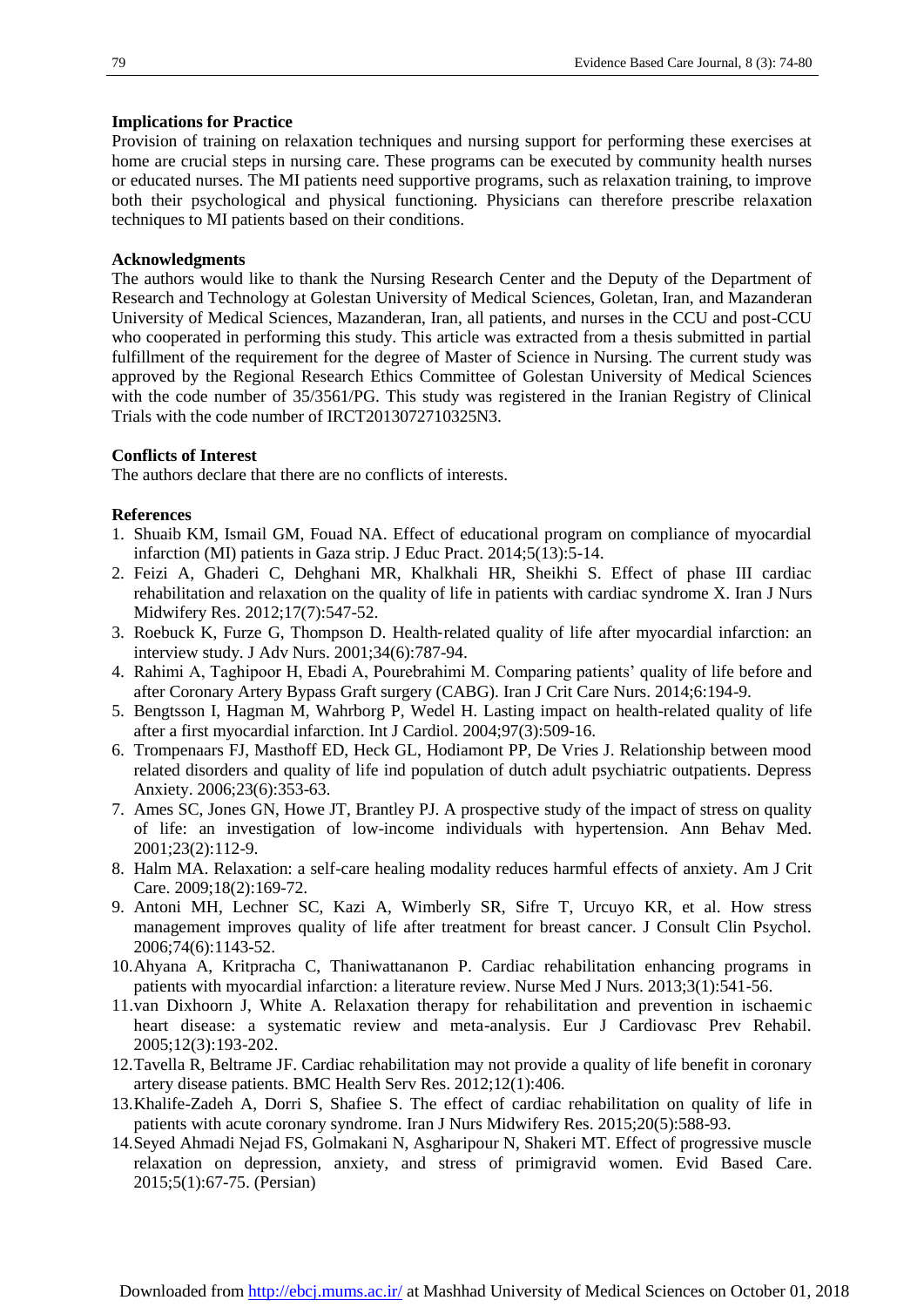**Implications for Practice**

Provision of training on relaxation techniques and nursing support for performing these exercises at home are crucial steps in nursing care. These programs can be executed by community health nurses or educated nurses. The MI patients need supportive programs, such as relaxation training, to improve both their psychological and physical functioning. Physicians can therefore prescribe relaxation techniques to MI patients based on their conditions.

**Acknowledgments**

The authors would like to thank the Nursing Research Center and the Deputy of the Department of Research and Technology at Golestan University of Medical Sciences, Goletan, Iran, and Mazanderan University of Medical Sciences, Mazanderan, Iran, all patients, and nurses in the CCU and post-CCU who cooperated in performing this study. This article was extracted from a thesis submitted in partial fulfillment of the requirement for the degree of Master of Science in Nursing. The current study was approved by the Regional Research Ethics Committee of Golestan University of Medical Sciences with the code number of 35/3561/PG. This study was registered in the Iranian Registry of Clinical Trials with the code number of IRCT2013072710325N3.

**Conflicts of Interest**

The authors declare that there are no conflicts of interests.

**References**

1. Shuaib KM, Ismail GM, Fouad NA. Effect of educational program on compliance of myocardial infarction (MI) patients in Gaza strip. J Educ Pract. 2014;5(13):5-14.
2. Feizi A, Ghaderi C, Dehghani MR, Khalkhali HR, Sheikhi S. Effect of phase III cardiac rehabilitation and relaxation on the quality of life in patients with cardiac syndrome X. Iran J Nurs Midwifery Res. 2012;17(7):547-52.
3. Roebuck K, Furze G, Thompson D. Health-related quality of life after myocardial infarction: an interview study. J Adv Nurs. 2001;34(6):787-94.
4. Rahimi A, Taghipoor H, Ebadi A, Pourebrahimi M. Comparing patients' quality of life before and after Coronary Artery Bypass Graft surgery (CABG). Iran J Crit Care Nurs. 2014;6:194-9.
5. Bengtsson I, Hagman M, Wahrborg P, Wedel H. Lasting impact on health-related quality of life after a first myocardial infarction. Int J Cardiol. 2004;97(3):509-16.
6. Trompenaars FJ, Masthoff ED, Heck GL, Hodiamont PP, De Vries J. Relationship between mood related disorders and quality of life ind population of dutch adult psychiatric outpatients. Depress Anxiety. 2006;23(6):353-63.
7. Ames SC, Jones GN, Howe JT, Brantley PJ. A prospective study of the impact of stress on quality of life: an investigation of low-income individuals with hypertension. Ann Behav Med. 2001;23(2):112-9.
8. Halm MA. Relaxation: a self-care healing modality reduces harmful effects of anxiety. Am J Crit Care. 2009;18(2):169-72.
9. Antoni MH, Lechner SC, Kazi A, Wimberly SR, Sifre T, Urcuyo KR, et al. How stress management improves quality of life after treatment for breast cancer. J Consult Clin Psychol. 2006;74(6):1143-52.
10. Ahyana A, Kritpracha C, Thaniwattananon P. Cardiac rehabilitation enhancing programs in patients with myocardial infarction: a literature review. Nurse Med J Nurs. 2013;3(1):541-56.
11. van Dixhoorn J, White A. Relaxation therapy for rehabilitation and prevention in ischaemic heart disease: a systematic review and meta-analysis. Eur J Cardiovasc Prev Rehabil. 2005;12(3):193-202.
12. Tavella R, Beltrame JF. Cardiac rehabilitation may not provide a quality of life benefit in coronary artery disease patients. BMC Health Serv Res. 2012;12(1):406.
13. Khalife-Zadeh A, Dorri S, Shafiee S. The effect of cardiac rehabilitation on quality of life in patients with acute coronary syndrome. Iran J Nurs Midwifery Res. 2015;20(5):588-93.
14. Seyed Ahmadi Nejad FS, Golmakani N, Asgharipour N, Shakeri MT. Effect of progressive muscle relaxation on depression, anxiety, and stress of primigravid women. Evid Based Care. 2015;5(1):67-75. (Persian)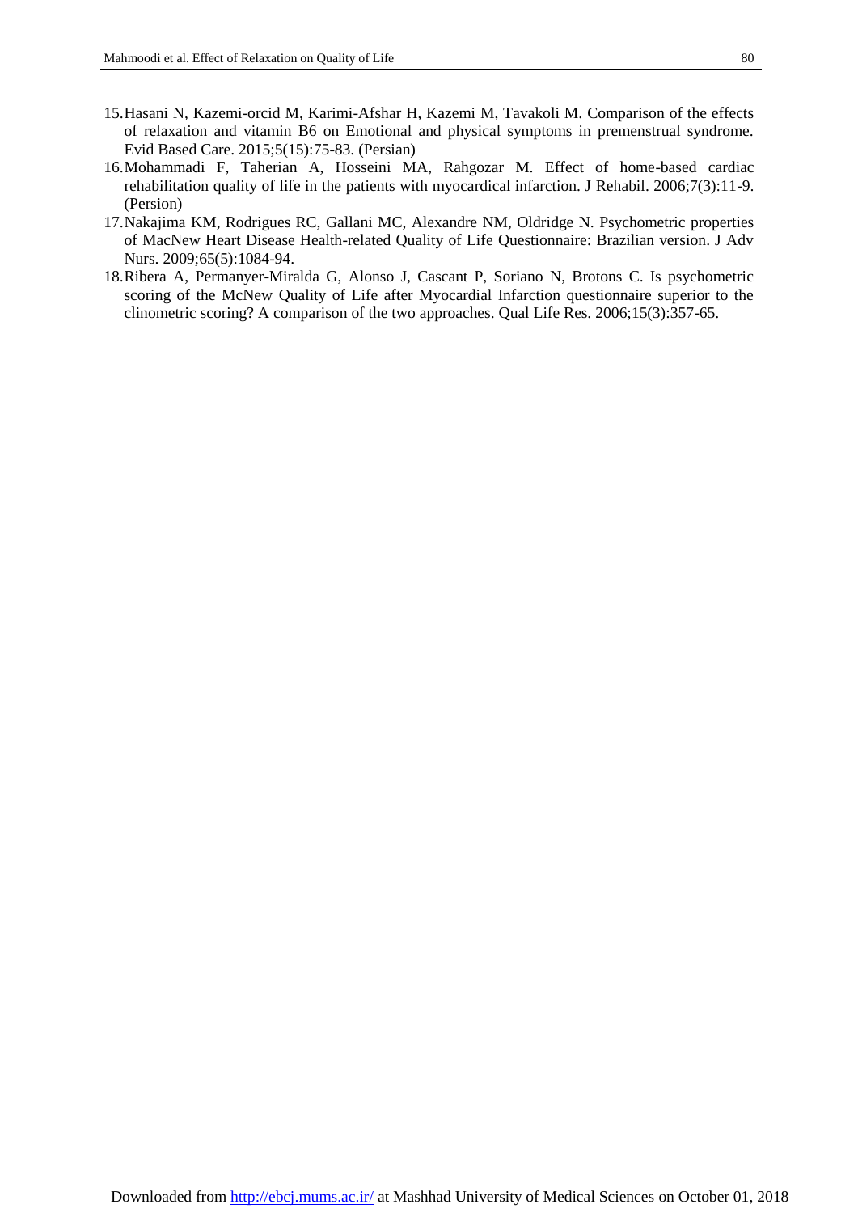15. Hasani N, Kazemi-orcid M, Karimi-Afshar H, Kazemi M, Tavakoli M. Comparison of the effects of relaxation and vitamin B6 on Emotional and physical symptoms in premenstrual syndrome. Evid Based Care. 2015;5(15):75-83. (Persian)
16. Mohammadi F, Taherian A, Hosseini MA, Rahgozar M. Effect of home-based cardiac rehabilitation quality of life in the patients with myocardial infarction. J Rehabil. 2006;7(3):11-9. (Persion)
17. Nakajima KM, Rodrigues RC, Gallani MC, Alexandre NM, Oldridge N. Psychometric properties of MacNew Heart Disease Health-related Quality of Life Questionnaire: Brazilian version. J Adv Nurs. 2009;65(5):1084-94.
18. Ribera A, Permanyer-Miralda G, Alonso J, Cascant P, Soriano N, Brotons C. Is psychometric scoring of the McNew Quality of Life after Myocardial Infarction questionnaire superior to the clinometric scoring? A comparison of the two approaches. Qual Life Res. 2006;15(3):357-65.

Downloaded from http://ebcj.mums.ac.ir/ at Mashhad University of Medical Sciences on October 01, 2018